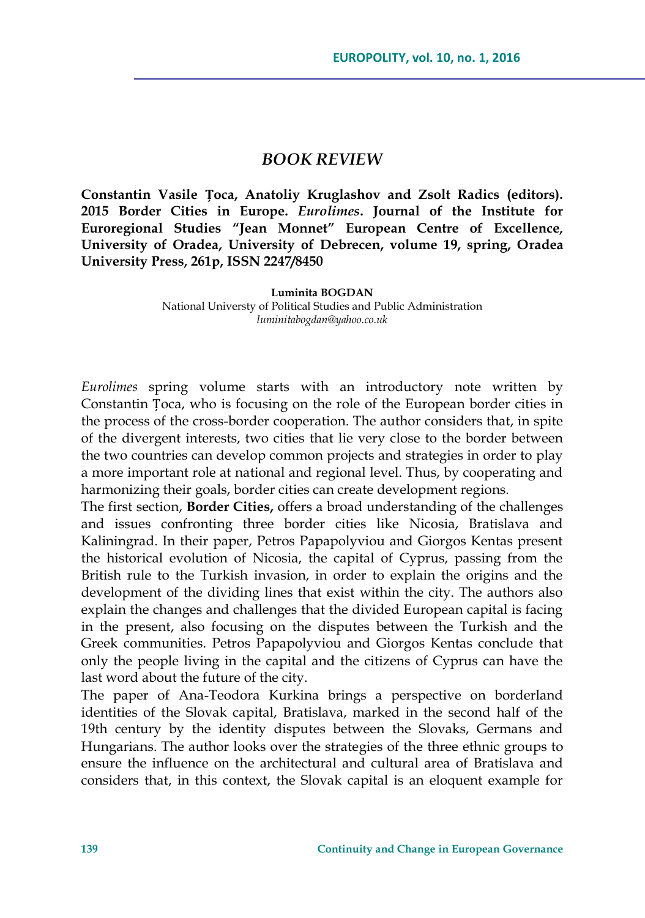# *BOOK REVIEW*

**Constantin Vasile Țoca, Anatoliy Kruglashov and Zsolt Radics (editors). 2015 Border Cities in Europe. *Eurolimes*. Journal of the Institute for Euroregional Studies "Jean Monnet" European Centre of Excellence, University of Oradea, University of Debrecen, volume 19, spring, Oradea University Press, 261p, ISSN 2247/8450**

**Luminita BOGDAN**
National Universty of Political Studies and Public Administration
*luminitabogdan@yahoo.co.uk*

*Eurolimes* spring volume starts with an introductory note written by Constantin Țoca, who is focusing on the role of the European border cities in the process of the cross-border cooperation. The author considers that, in spite of the divergent interests, two cities that lie very close to the border between the two countries can develop common projects and strategies in order to play a more important role at national and regional level. Thus, by cooperating and harmonizing their goals, border cities can create development regions.

The first section, **Border Cities,** offers a broad understanding of the challenges and issues confronting three border cities like Nicosia, Bratislava and Kaliningrad. In their paper, Petros Papapolyviou and Giorgos Kentas present the historical evolution of Nicosia, the capital of Cyprus, passing from the British rule to the Turkish invasion, in order to explain the origins and the development of the dividing lines that exist within the city. The authors also explain the changes and challenges that the divided European capital is facing in the present, also focusing on the disputes between the Turkish and the Greek communities. Petros Papapolyviou and Giorgos Kentas conclude that only the people living in the capital and the citizens of Cyprus can have the last word about the future of the city.

The paper of Ana-Teodora Kurkina brings a perspective on borderland identities of the Slovak capital, Bratislava, marked in the second half of the 19th century by the identity disputes between the Slovaks, Germans and Hungarians. The author looks over the strategies of the three ethnic groups to ensure the influence on the architectural and cultural area of Bratislava and considers that, in this context, the Slovak capital is an eloquent example for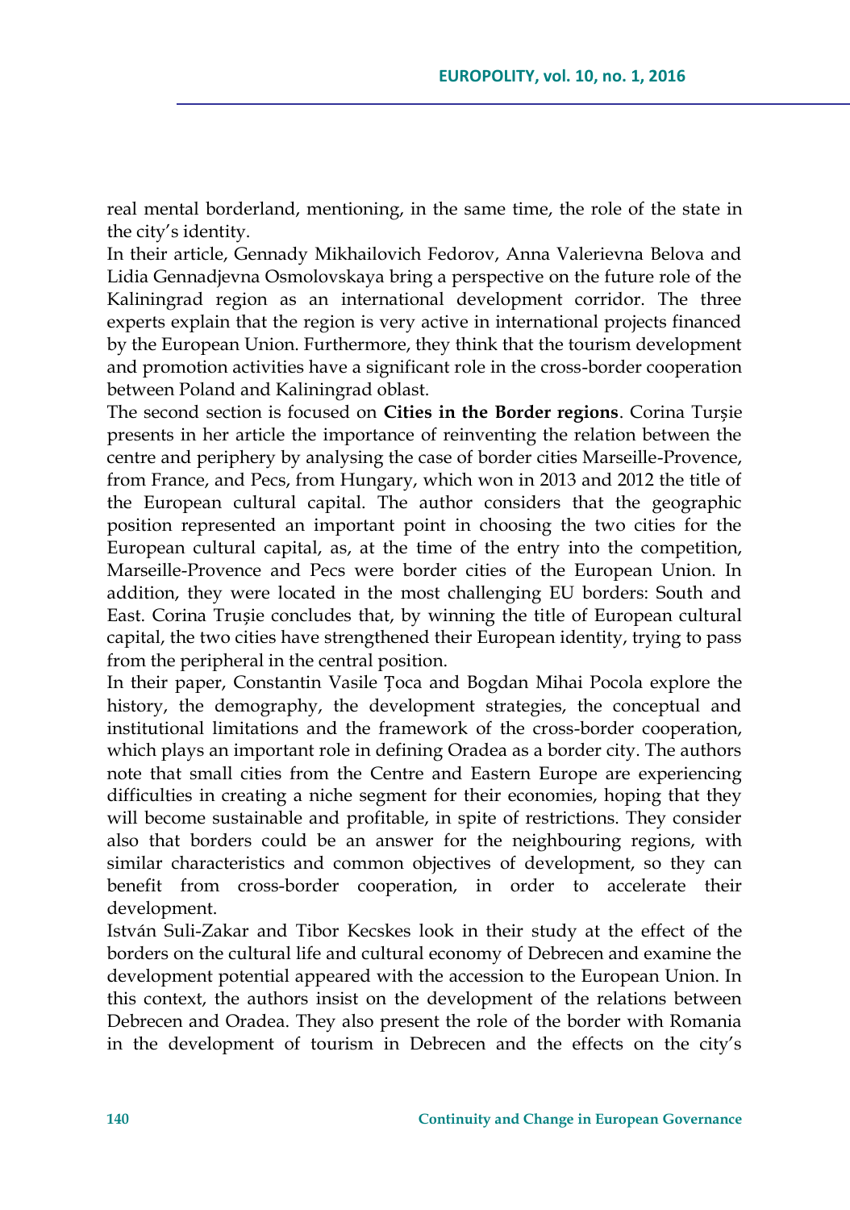real mental borderland, mentioning, in the same time, the role of the state in the city's identity.

In their article, Gennady Mikhailovich Fedorov, Anna Valerievna Belova and Lidia Gennadjevna Osmolovskaya bring a perspective on the future role of the Kaliningrad region as an international development corridor. The three experts explain that the region is very active in international projects financed by the European Union. Furthermore, they think that the tourism development and promotion activities have a significant role in the cross-border cooperation between Poland and Kaliningrad oblast.

The second section is focused on **Cities in the Border regions**. Corina Turșie presents in her article the importance of reinventing the relation between the centre and periphery by analysing the case of border cities Marseille-Provence, from France, and Pecs, from Hungary, which won in 2013 and 2012 the title of the European cultural capital. The author considers that the geographic position represented an important point in choosing the two cities for the European cultural capital, as, at the time of the entry into the competition, Marseille-Provence and Pecs were border cities of the European Union. In addition, they were located in the most challenging EU borders: South and East. Corina Trușie concludes that, by winning the title of European cultural capital, the two cities have strengthened their European identity, trying to pass from the peripheral in the central position.

In their paper, Constantin Vasile Țoca and Bogdan Mihai Pocola explore the history, the demography, the development strategies, the conceptual and institutional limitations and the framework of the cross-border cooperation, which plays an important role in defining Oradea as a border city. The authors note that small cities from the Centre and Eastern Europe are experiencing difficulties in creating a niche segment for their economies, hoping that they will become sustainable and profitable, in spite of restrictions. They consider also that borders could be an answer for the neighbouring regions, with similar characteristics and common objectives of development, so they can benefit from cross-border cooperation, in order to accelerate their development.

István Suli-Zakar and Tibor Kecskes look in their study at the effect of the borders on the cultural life and cultural economy of Debrecen and examine the development potential appeared with the accession to the European Union. In this context, the authors insist on the development of the relations between Debrecen and Oradea. They also present the role of the border with Romania in the development of tourism in Debrecen and the effects on the city's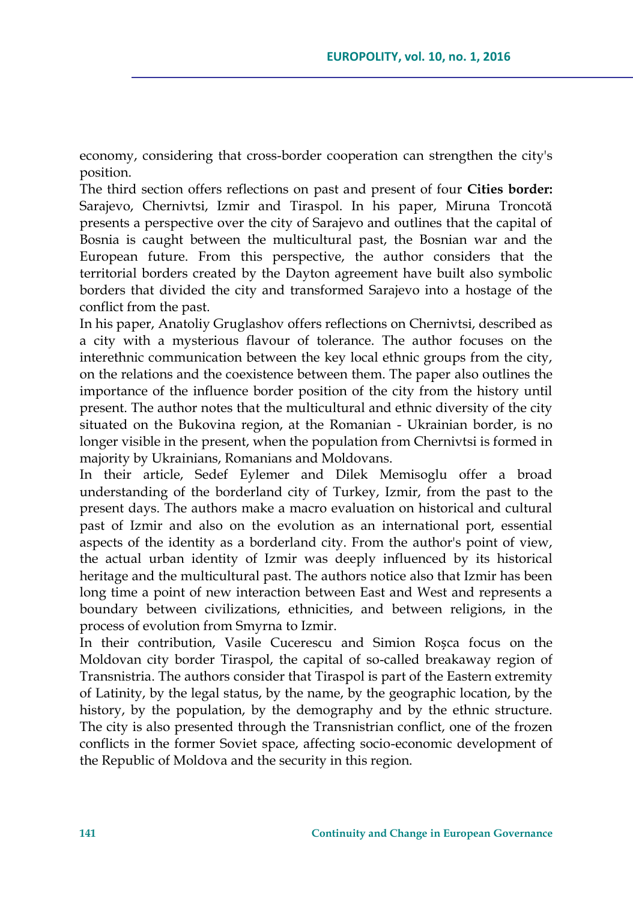economy, considering that cross-border cooperation can strengthen the city's position.

The third section offers reflections on past and present of four **Cities border:** Sarajevo, Chernivtsi, Izmir and Tiraspol. In his paper, Miruna Troncotă presents a perspective over the city of Sarajevo and outlines that the capital of Bosnia is caught between the multicultural past, the Bosnian war and the European future. From this perspective, the author considers that the territorial borders created by the Dayton agreement have built also symbolic borders that divided the city and transformed Sarajevo into a hostage of the conflict from the past.

In his paper, Anatoliy Gruglashov offers reflections on Chernivtsi, described as a city with a mysterious flavour of tolerance. The author focuses on the interethnic communication between the key local ethnic groups from the city, on the relations and the coexistence between them. The paper also outlines the importance of the influence border position of the city from the history until present. The author notes that the multicultural and ethnic diversity of the city situated on the Bukovina region, at the Romanian - Ukrainian border, is no longer visible in the present, when the population from Chernivtsi is formed in majority by Ukrainians, Romanians and Moldovans.

In their article, Sedef Eylemer and Dilek Memisoglu offer a broad understanding of the borderland city of Turkey, Izmir, from the past to the present days. The authors make a macro evaluation on historical and cultural past of Izmir and also on the evolution as an international port, essential aspects of the identity as a borderland city. From the author's point of view, the actual urban identity of Izmir was deeply influenced by its historical heritage and the multicultural past. The authors notice also that Izmir has been long time a point of new interaction between East and West and represents a boundary between civilizations, ethnicities, and between religions, in the process of evolution from Smyrna to Izmir.

In their contribution, Vasile Cucerescu and Simion Roșca focus on the Moldovan city border Tiraspol, the capital of so-called breakaway region of Transnistria. The authors consider that Tiraspol is part of the Eastern extremity of Latinity, by the legal status, by the name, by the geographic location, by the history, by the population, by the demography and by the ethnic structure. The city is also presented through the Transnistrian conflict, one of the frozen conflicts in the former Soviet space, affecting socio-economic development of the Republic of Moldova and the security in this region.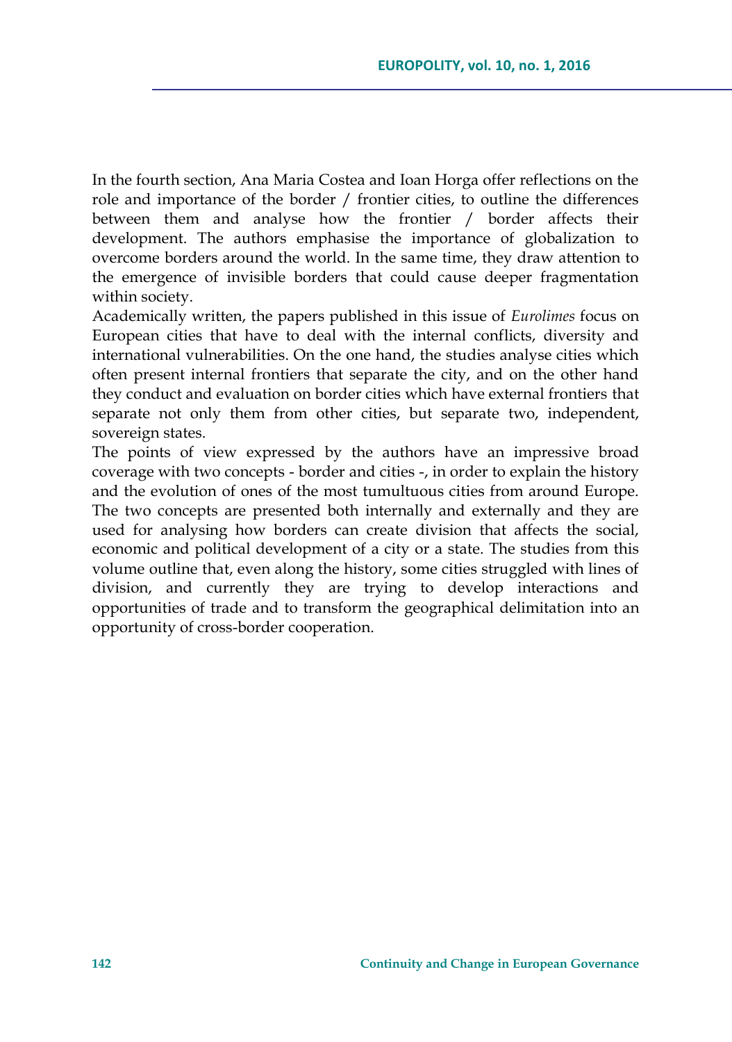In the fourth section, Ana Maria Costea and Ioan Horga offer reflections on the role and importance of the border / frontier cities, to outline the differences between them and analyse how the frontier / border affects their development. The authors emphasise the importance of globalization to overcome borders around the world. In the same time, they draw attention to the emergence of invisible borders that could cause deeper fragmentation within society.

Academically written, the papers published in this issue of *Eurolimes* focus on European cities that have to deal with the internal conflicts, diversity and international vulnerabilities. On the one hand, the studies analyse cities which often present internal frontiers that separate the city, and on the other hand they conduct and evaluation on border cities which have external frontiers that separate not only them from other cities, but separate two, independent, sovereign states.

The points of view expressed by the authors have an impressive broad coverage with two concepts - border and cities -, in order to explain the history and the evolution of ones of the most tumultuous cities from around Europe. The two concepts are presented both internally and externally and they are used for analysing how borders can create division that affects the social, economic and political development of a city or a state. The studies from this volume outline that, even along the history, some cities struggled with lines of division, and currently they are trying to develop interactions and opportunities of trade and to transform the geographical delimitation into an opportunity of cross-border cooperation.